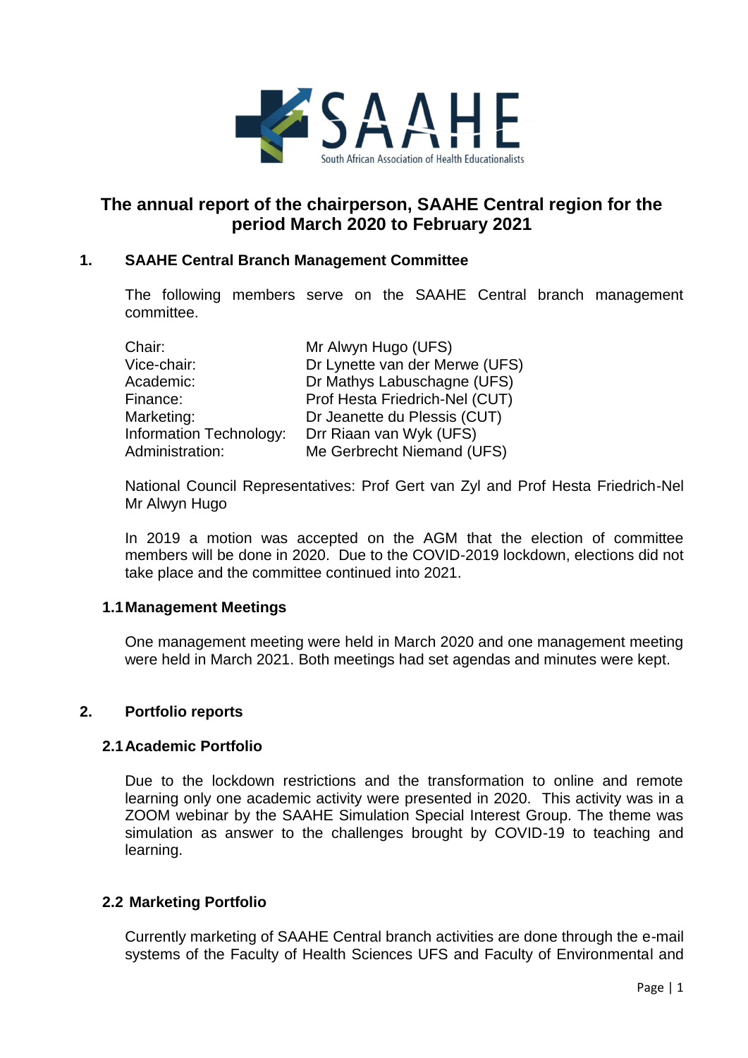# The annual report of the chairperson, SAAHE Central region for the period March 2020 to February 2021

## 1. SAAHE Central Branch Management Committee

The following members serve on the SAAHE Central branch management committee.

| | |
|---|---|
| Chair: | Mr Alwyn Hugo (UFS) |
| Vice-chair: | Dr Lynette van der Merwe (UFS) |
| Academic: | Dr Mathys Labuschagne (UFS) |
| Finance: | Prof Hesta Friedrich-Nel (CUT) |
| Marketing: | Dr Jeanette du Plessis (CUT) |
| Information Technology: | Drr Riaan van Wyk (UFS) |
| Administration: | Me Gerbrecht Niemand (UFS) |

National Council Representatives: Prof Gert van Zyl and Prof Hesta Friedrich-Nel Mr Alwyn Hugo

In 2019 a motion was accepted on the AGM that the election of committee members will be done in 2020. Due to the COVID-2019 lockdown, elections did not take place and the committee continued into 2021.

### 1.1 Management Meetings

One management meeting were held in March 2020 and one management meeting were held in March 2021. Both meetings had set agendas and minutes were kept.

## 2. Portfolio reports

### 2.1 Academic Portfolio

Due to the lockdown restrictions and the transformation to online and remote learning only one academic activity were presented in 2020. This activity was in a ZOOM webinar by the SAAHE Simulation Special Interest Group. The theme was simulation as answer to the challenges brought by COVID-19 to teaching and learning.

### 2.2 Marketing Portfolio

Currently marketing of SAAHE Central branch activities are done through the e-mail systems of the Faculty of Health Sciences UFS and Faculty of Environmental and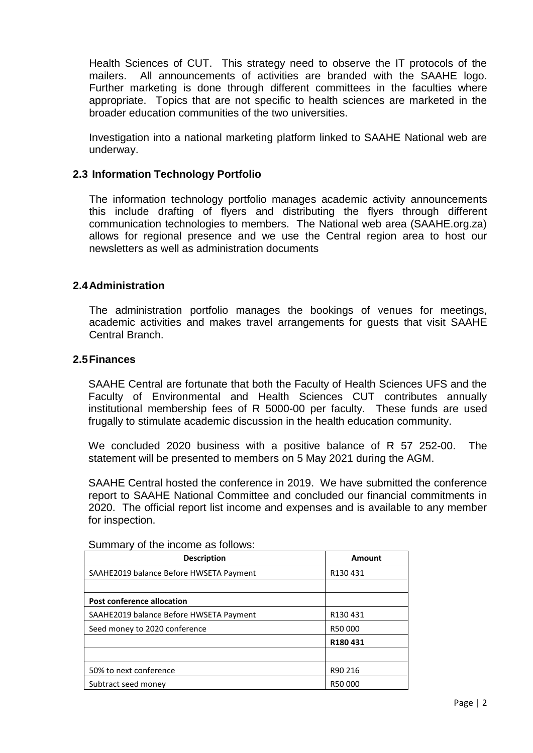Health Sciences of CUT. This strategy need to observe the IT protocols of the mailers. All announcements of activities are branded with the SAAHE logo. Further marketing is done through different committees in the faculties where appropriate. Topics that are not specific to health sciences are marketed in the broader education communities of the two universities.

Investigation into a national marketing platform linked to SAAHE National web are underway.

### 2.3 Information Technology Portfolio

The information technology portfolio manages academic activity announcements this include drafting of flyers and distributing the flyers through different communication technologies to members. The National web area (SAAHE.org.za) allows for regional presence and we use the Central region area to host our newsletters as well as administration documents

### 2.4 Administration

The administration portfolio manages the bookings of venues for meetings, academic activities and makes travel arrangements for guests that visit SAAHE Central Branch.

### 2.5 Finances

SAAHE Central are fortunate that both the Faculty of Health Sciences UFS and the Faculty of Environmental and Health Sciences CUT contributes annually institutional membership fees of R 5000-00 per faculty. These funds are used frugally to stimulate academic discussion in the health education community.

We concluded 2020 business with a positive balance of R 57 252-00. The statement will be presented to members on 5 May 2021 during the AGM.

SAAHE Central hosted the conference in 2019. We have submitted the conference report to SAAHE National Committee and concluded our financial commitments in 2020. The official report list income and expenses and is available to any member for inspection.

Summary of the income as follows:

| Description | Amount |
| --- | --- |
| SAAHE2019 balance Before HWSETA Payment | R130 431 |
| | |
| **Post conference allocation** | |
| SAAHE2019 balance Before HWSETA Payment | R130 431 |
| Seed money to 2020 conference | R50 000 |
| | **R180 431** |
| | |
| 50% to next conference | R90 216 |
| Subtract seed money | R50 000 |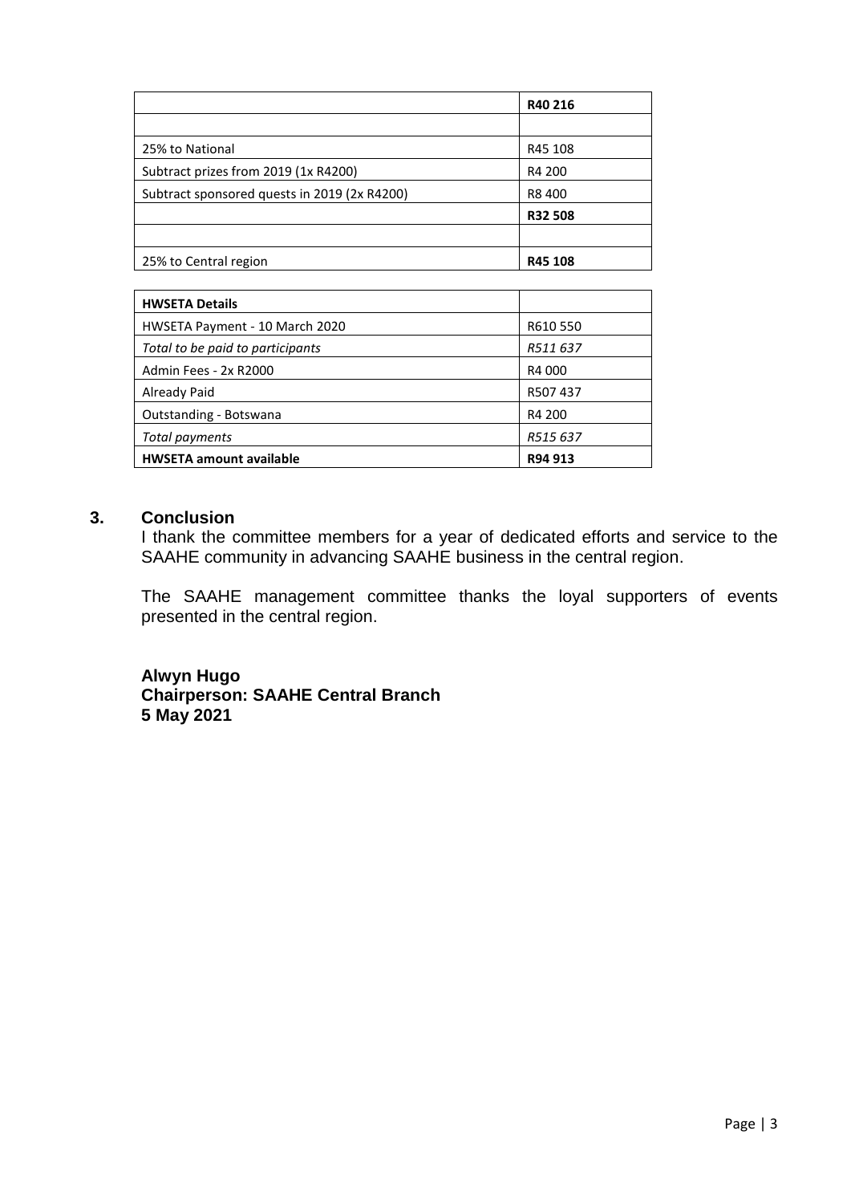| | |
|---|---|
| | **R40 216** |
| | |
| 25% to National | R45 108 |
| Subtract prizes from 2019 (1x R4200) | R4 200 |
| Subtract sponsored quests in 2019 (2x R4200) | R8 400 |
| | **R32 508** |
| | |
| 25% to Central region | **R45 108** |

| **HWSETA Details** | |
|---|---|
| HWSETA Payment - 10 March 2020 | R610 550 |
| *Total to be paid to participants* | *R511 637* |
| Admin Fees - 2x R2000 | R4 000 |
| Already Paid | R507 437 |
| Outstanding - Botswana | R4 200 |
| *Total payments* | *R515 637* |
| **HWSETA amount available** | **R94 913** |

## 3. Conclusion

I thank the committee members for a year of dedicated efforts and service to the SAAHE community in advancing SAAHE business in the central region.

The SAAHE management committee thanks the loyal supporters of events presented in the central region.

**Alwyn Hugo**
**Chairperson: SAAHE Central Branch**
**5 May 2021**